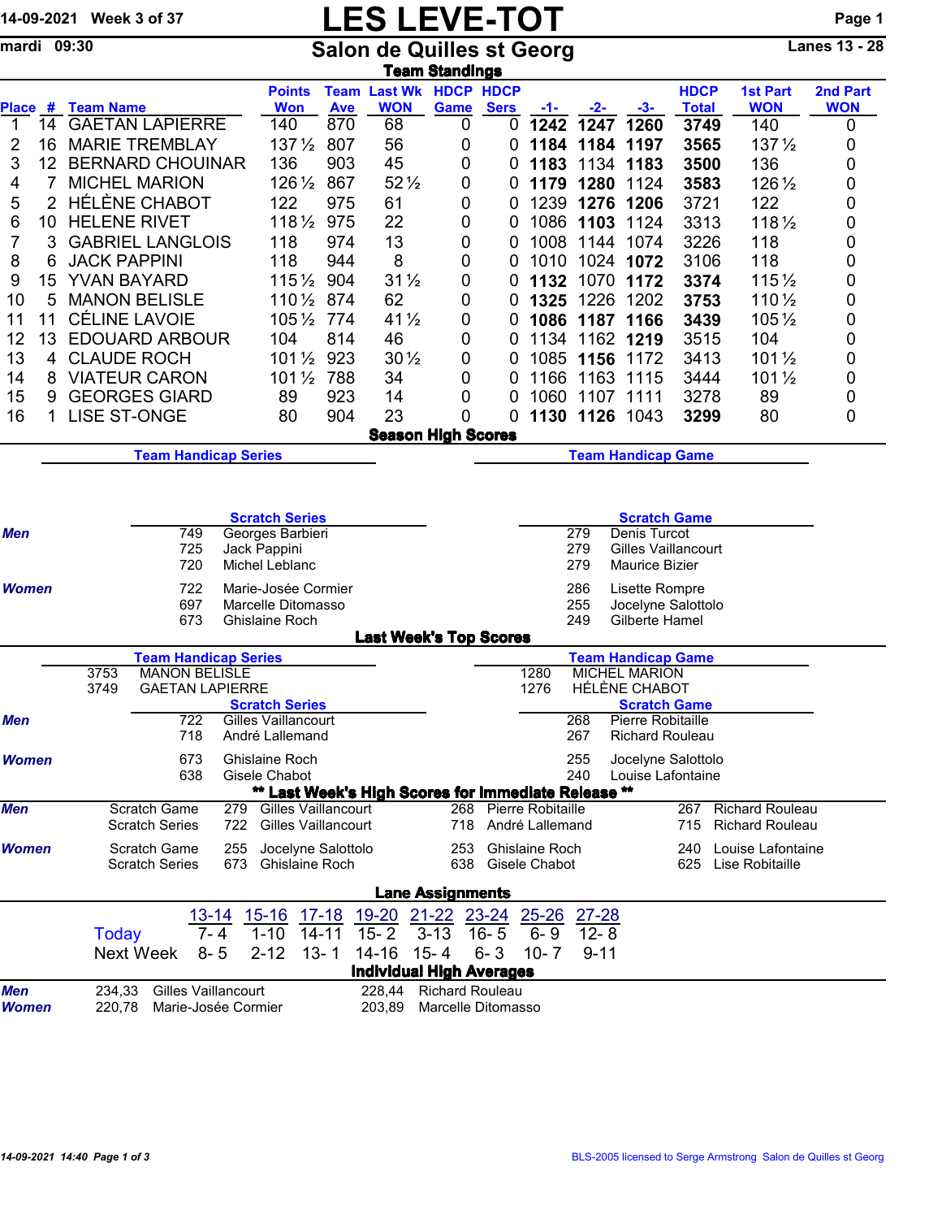14-09-2021 Week 3 of 37

mardi 09:30

# LES LEVE-TOT

## Salon de Quilles st Georg

Lanes 13 - 28

### Team Standings

| Place | # | Team Name | Points Won | Team Ave | Last Wk WON | HDCP Game | HDCP Sers | -1- | -2- | -3- | HDCP Total | 1st Part WON | 2nd Part WON |
|---|---|---|---|---|---|---|---|---|---|---|---|---|---|
| 1 | 14 | GAETAN LAPIERRE | 140 | 870 | 68 | 0 | 0 | **1242** | **1247** | **1260** | **3749** | 140 | 0 |
| 2 | 16 | MARIE TREMBLAY | 137½ | 807 | 56 | 0 | 0 | **1184** | **1184** | **1197** | **3565** | 137½ | 0 |
| 3 | 12 | BERNARD CHOUINAR | 136 | 903 | 45 | 0 | 0 | **1183** | 1134 | **1183** | **3500** | 136 | 0 |
| 4 | 7 | MICHEL MARION | 126½ | 867 | 52½ | 0 | 0 | **1179** | **1280** | 1124 | **3583** | 126½ | 0 |
| 5 | 2 | HÉLÈNE CHABOT | 122 | 975 | 61 | 0 | 0 | 1239 | **1276** | **1206** | 3721 | 122 | 0 |
| 6 | 10 | HELENE RIVET | 118½ | 975 | 22 | 0 | 0 | 1086 | **1103** | 1124 | 3313 | 118½ | 0 |
| 7 | 3 | GABRIEL LANGLOIS | 118 | 974 | 13 | 0 | 0 | 1008 | 1144 | 1074 | 3226 | 118 | 0 |
| 8 | 6 | JACK PAPPINI | 118 | 944 | 8 | 0 | 0 | 1010 | 1024 | **1072** | 3106 | 118 | 0 |
| 9 | 15 | YVAN BAYARD | 115½ | 904 | 31½ | 0 | 0 | **1132** | 1070 | **1172** | **3374** | 115½ | 0 |
| 10 | 5 | MANON BELISLE | 110½ | 874 | 62 | 0 | 0 | **1325** | 1226 | 1202 | **3753** | 110½ | 0 |
| 11 | 11 | CÉLINE LAVOIE | 105½ | 774 | 41½ | 0 | 0 | **1086** | **1187** | **1166** | **3439** | 105½ | 0 |
| 12 | 13 | EDOUARD ARBOUR | 104 | 814 | 46 | 0 | 0 | 1134 | 1162 | **1219** | 3515 | 104 | 0 |
| 13 | 4 | CLAUDE ROCH | 101½ | 923 | 30½ | 0 | 0 | 1085 | **1156** | 1172 | 3413 | 101½ | 0 |
| 14 | 8 | VIATEUR CARON | 101½ | 788 | 34 | 0 | 0 | 1166 | 1163 | 1115 | 3444 | 101½ | 0 |
| 15 | 9 | GEORGES GIARD | 89 | 923 | 14 | 0 | 0 | 1060 | 1107 | 1111 | 3278 | 89 | 0 |
| 16 | 1 | LISE ST-ONGE | 80 | 904 | 23 | 0 | 0 | **1130** | **1126** | 1043 | **3299** | 80 | 0 |

### Season High Scores

**Team Handicap Series** | **Team Handicap Game**

**Scratch Series**

| | Score | Name |
|---|---|---|
| **Men** | 749 | Georges Barbieri |
| | 725 | Jack Pappini |
| | 720 | Michel Leblanc |
| **Women** | 722 | Marie-Josée Cormier |
| | 697 | Marcelle Ditomasso |
| | 673 | Ghislaine Roch |

**Scratch Game**

| | Score | Name |
|---|---|---|
| **Men** | 279 | Denis Turcot |
| | 279 | Gilles Vaillancourt |
| | 279 | Maurice Bizier |
| **Women** | 286 | Lisette Rompre |
| | 255 | Jocelyne Salottolo |
| | 249 | Gilberte Hamel |

### Last Week's Top Scores

**Team Handicap Series**

- 3753 MANON BELISLE
- 3749 GAETAN LAPIERRE

**Team Handicap Game**

- 1280 MICHEL MARION
- 1276 HÉLÈNE CHABOT

**Scratch Series**

| | Score | Name |
|---|---|---|
| **Men** | 722 | Gilles Vaillancourt |
| | 718 | André Lallemand |
| **Women** | 673 | Ghislaine Roch |
| | 638 | Gisele Chabot |

**Scratch Game**

| | Score | Name |
|---|---|---|
| **Men** | 268 | Pierre Robitaille |
| | 267 | Richard Rouleau |
| **Women** | 255 | Jocelyne Salottolo |
| | 240 | Louise Lafontaine |

### ** Last Week's High Scores for Immediate Release **

| | | | | | | | |
|---|---|---|---|---|---|---|---|
| **Men** | Scratch Game | 279 | Gilles Vaillancourt | 268 | Pierre Robitaille | 267 | Richard Rouleau |
| | Scratch Series | 722 | Gilles Vaillancourt | 718 | André Lallemand | 715 | Richard Rouleau |
| **Women** | Scratch Game | 255 | Jocelyne Salottolo | 253 | Ghislaine Roch | 240 | Louise Lafontaine |
| | Scratch Series | 673 | Ghislaine Roch | 638 | Gisele Chabot | 625 | Lise Robitaille |

### Lane Assignments

| | 13-14 | 15-16 | 17-18 | 19-20 | 21-22 | 23-24 | 25-26 | 27-28 |
|---|---|---|---|---|---|---|---|---|
| Today | 7- 4 | 1-10 | 14-11 | 15- 2 | 3-13 | 16- 5 | 6- 9 | 12- 8 |
| Next Week | 8- 5 | 2-12 | 13- 1 | 14-16 | 15- 4 | 6- 3 | 10- 7 | 9-11 |

### Individual High Averages

| | | | | |
|---|---|---|---|---|
| **Men** | 234,33 | Gilles Vaillancourt | 228,44 | Richard Rouleau |
| **Women** | 220,78 | Marie-Josée Cormier | 203,89 | Marcelle Ditomasso |

14-09-2021 14:40

BLS-2005 licensed to Serge Armstrong Salon de Quilles st Georg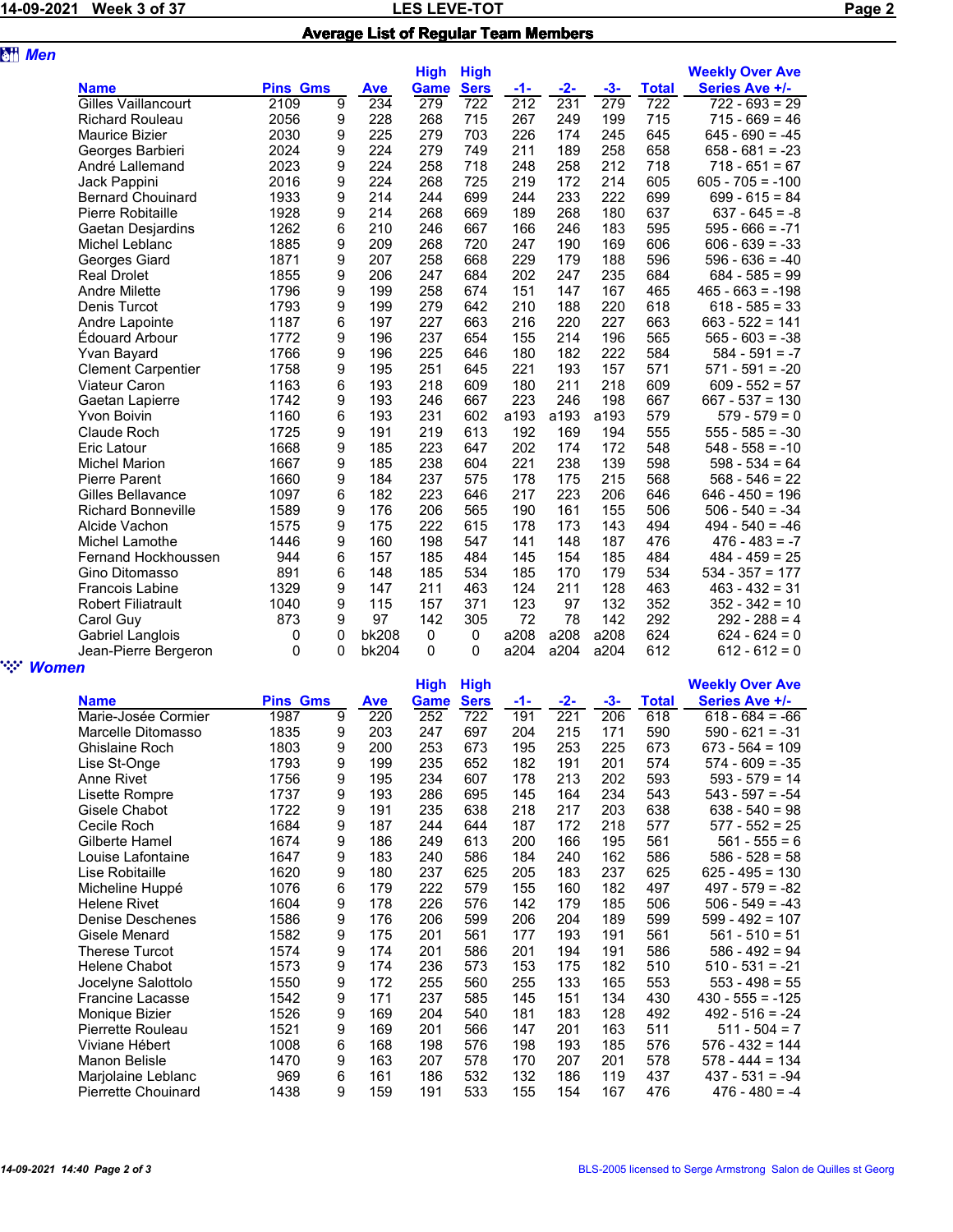# LES LEVE-TOT

## Average List of Regular Team Members

### Men

| Name | Pins | Gms | Ave | High Game | High Sers | -1- | -2- | -3- | Total | Weekly Over Ave Series Ave +/- |
|---|---|---|---|---|---|---|---|---|---|---|
| Gilles Vaillancourt | 2109 | 9 | 234 | 279 | 722 | 212 | 231 | 279 | 722 | 722 - 693 = 29 |
| Richard Rouleau | 2056 | 9 | 228 | 268 | 715 | 267 | 249 | 199 | 715 | 715 - 669 = 46 |
| Maurice Bizier | 2030 | 9 | 225 | 279 | 703 | 226 | 174 | 245 | 645 | 645 - 690 = -45 |
| Georges Barbieri | 2024 | 9 | 224 | 279 | 749 | 211 | 189 | 258 | 658 | 658 - 681 = -23 |
| André Lallemand | 2023 | 9 | 224 | 258 | 718 | 248 | 258 | 212 | 718 | 718 - 651 = 67 |
| Jack Pappini | 2016 | 9 | 224 | 268 | 725 | 219 | 172 | 214 | 605 | 605 - 705 = -100 |
| Bernard Chouinard | 1933 | 9 | 214 | 244 | 699 | 244 | 233 | 222 | 699 | 699 - 615 = 84 |
| Pierre Robitaille | 1928 | 9 | 214 | 268 | 669 | 189 | 268 | 180 | 637 | 637 - 645 = -8 |
| Gaetan Desjardins | 1262 | 6 | 210 | 246 | 667 | 166 | 246 | 183 | 595 | 595 - 666 = -71 |
| Michel Leblanc | 1885 | 9 | 209 | 268 | 720 | 247 | 190 | 169 | 606 | 606 - 639 = -33 |
| Georges Giard | 1871 | 9 | 207 | 258 | 668 | 229 | 179 | 188 | 596 | 596 - 636 = -40 |
| Real Drolet | 1855 | 9 | 206 | 247 | 684 | 202 | 247 | 235 | 684 | 684 - 585 = 99 |
| Andre Milette | 1796 | 9 | 199 | 258 | 674 | 151 | 147 | 167 | 465 | 465 - 663 = -198 |
| Denis Turcot | 1793 | 9 | 199 | 279 | 642 | 210 | 188 | 220 | 618 | 618 - 585 = 33 |
| Andre Lapointe | 1187 | 6 | 197 | 227 | 663 | 216 | 220 | 227 | 663 | 663 - 522 = 141 |
| Édouard Arbour | 1772 | 9 | 196 | 237 | 654 | 155 | 214 | 196 | 565 | 565 - 603 = -38 |
| Yvan Bayard | 1766 | 9 | 196 | 225 | 646 | 180 | 182 | 222 | 584 | 584 - 591 = -7 |
| Clement Carpentier | 1758 | 9 | 195 | 251 | 645 | 221 | 193 | 157 | 571 | 571 - 591 = -20 |
| Viateur Caron | 1163 | 6 | 193 | 218 | 609 | 180 | 211 | 218 | 609 | 609 - 552 = 57 |
| Gaetan Lapierre | 1742 | 9 | 193 | 246 | 667 | 223 | 246 | 198 | 667 | 667 - 537 = 130 |
| Yvon Boivin | 1160 | 6 | 193 | 231 | 602 | a193 | a193 | a193 | 579 | 579 - 579 = 0 |
| Claude Roch | 1725 | 9 | 191 | 219 | 613 | 192 | 169 | 194 | 555 | 555 - 585 = -30 |
| Eric Latour | 1668 | 9 | 185 | 223 | 647 | 202 | 174 | 172 | 548 | 548 - 558 = -10 |
| Michel Marion | 1667 | 9 | 185 | 238 | 604 | 221 | 238 | 139 | 598 | 598 - 534 = 64 |
| Pierre Parent | 1660 | 9 | 184 | 237 | 575 | 178 | 175 | 215 | 568 | 568 - 546 = 22 |
| Gilles Bellavance | 1097 | 6 | 182 | 223 | 646 | 217 | 223 | 206 | 646 | 646 - 450 = 196 |
| Richard Bonneville | 1589 | 9 | 176 | 206 | 565 | 190 | 161 | 155 | 506 | 506 - 540 = -34 |
| Alcide Vachon | 1575 | 9 | 175 | 222 | 615 | 178 | 173 | 143 | 494 | 494 - 540 = -46 |
| Michel Lamothe | 1446 | 9 | 160 | 198 | 547 | 141 | 148 | 187 | 476 | 476 - 483 = -7 |
| Fernand Hockhoussen | 944 | 6 | 157 | 185 | 484 | 145 | 154 | 185 | 484 | 484 - 459 = 25 |
| Gino Ditomasso | 891 | 6 | 148 | 185 | 534 | 185 | 170 | 179 | 534 | 534 - 357 = 177 |
| Francois Labine | 1329 | 9 | 147 | 211 | 463 | 124 | 211 | 128 | 463 | 463 - 432 = 31 |
| Robert Filiatrault | 1040 | 9 | 115 | 157 | 371 | 123 | 97 | 132 | 352 | 352 - 342 = 10 |
| Carol Guy | 873 | 9 | 97 | 142 | 305 | 72 | 78 | 142 | 292 | 292 - 288 = 4 |
| Gabriel Langlois | 0 | 0 | bk208 | 0 | 0 | a208 | a208 | a208 | 624 | 624 - 624 = 0 |
| Jean-Pierre Bergeron | 0 | 0 | bk204 | 0 | 0 | a204 | a204 | a204 | 612 | 612 - 612 = 0 |

### Women

| Name | Pins | Gms | Ave | High Game | High Sers | -1- | -2- | -3- | Total | Weekly Over Ave Series Ave +/- |
|---|---|---|---|---|---|---|---|---|---|---|
| Marie-Josée Cormier | 1987 | 9 | 220 | 252 | 722 | 191 | 221 | 206 | 618 | 618 - 684 = -66 |
| Marcelle Ditomasso | 1835 | 9 | 203 | 247 | 697 | 204 | 215 | 171 | 590 | 590 - 621 = -31 |
| Ghislaine Roch | 1803 | 9 | 200 | 253 | 673 | 195 | 253 | 225 | 673 | 673 - 564 = 109 |
| Lise St-Onge | 1793 | 9 | 199 | 235 | 652 | 182 | 191 | 201 | 574 | 574 - 609 = -35 |
| Anne Rivet | 1756 | 9 | 195 | 234 | 607 | 178 | 213 | 202 | 593 | 593 - 579 = 14 |
| Lisette Rompre | 1737 | 9 | 193 | 286 | 695 | 145 | 164 | 234 | 543 | 543 - 597 = -54 |
| Gisele Chabot | 1722 | 9 | 191 | 235 | 638 | 218 | 217 | 203 | 638 | 638 - 540 = 98 |
| Cecile Roch | 1684 | 9 | 187 | 244 | 644 | 187 | 172 | 218 | 577 | 577 - 552 = 25 |
| Gilberte Hamel | 1674 | 9 | 186 | 249 | 613 | 200 | 166 | 195 | 561 | 561 - 555 = 6 |
| Louise Lafontaine | 1647 | 9 | 183 | 240 | 586 | 184 | 240 | 162 | 586 | 586 - 528 = 58 |
| Lise Robitaille | 1620 | 9 | 180 | 237 | 625 | 205 | 183 | 237 | 625 | 625 - 495 = 130 |
| Micheline Huppé | 1076 | 6 | 179 | 222 | 579 | 155 | 160 | 182 | 497 | 497 - 579 = -82 |
| Helene Rivet | 1604 | 9 | 178 | 226 | 576 | 142 | 179 | 185 | 506 | 506 - 549 = -43 |
| Denise Deschenes | 1586 | 9 | 176 | 206 | 599 | 206 | 204 | 189 | 599 | 599 - 492 = 107 |
| Gisele Menard | 1582 | 9 | 175 | 201 | 561 | 177 | 193 | 191 | 561 | 561 - 510 = 51 |
| Therese Turcot | 1574 | 9 | 174 | 201 | 586 | 201 | 194 | 191 | 586 | 586 - 492 = 94 |
| Helene Chabot | 1573 | 9 | 174 | 236 | 573 | 153 | 175 | 182 | 510 | 510 - 531 = -21 |
| Jocelyne Salottolo | 1550 | 9 | 172 | 255 | 560 | 255 | 133 | 165 | 553 | 553 - 498 = 55 |
| Francine Lacasse | 1542 | 9 | 171 | 237 | 585 | 145 | 151 | 134 | 430 | 430 - 555 = -125 |
| Monique Bizier | 1526 | 9 | 169 | 204 | 540 | 181 | 183 | 128 | 492 | 492 - 516 = -24 |
| Pierrette Rouleau | 1521 | 9 | 169 | 201 | 566 | 147 | 201 | 163 | 511 | 511 - 504 = 7 |
| Viviane Hébert | 1008 | 6 | 168 | 198 | 576 | 198 | 193 | 185 | 576 | 576 - 432 = 144 |
| Manon Belisle | 1470 | 9 | 163 | 207 | 578 | 170 | 207 | 201 | 578 | 578 - 444 = 134 |
| Marjolaine Leblanc | 969 | 6 | 161 | 186 | 532 | 132 | 186 | 119 | 437 | 437 - 531 = -94 |
| Pierrette Chouinard | 1438 | 9 | 159 | 191 | 533 | 155 | 154 | 167 | 476 | 476 - 480 = -4 |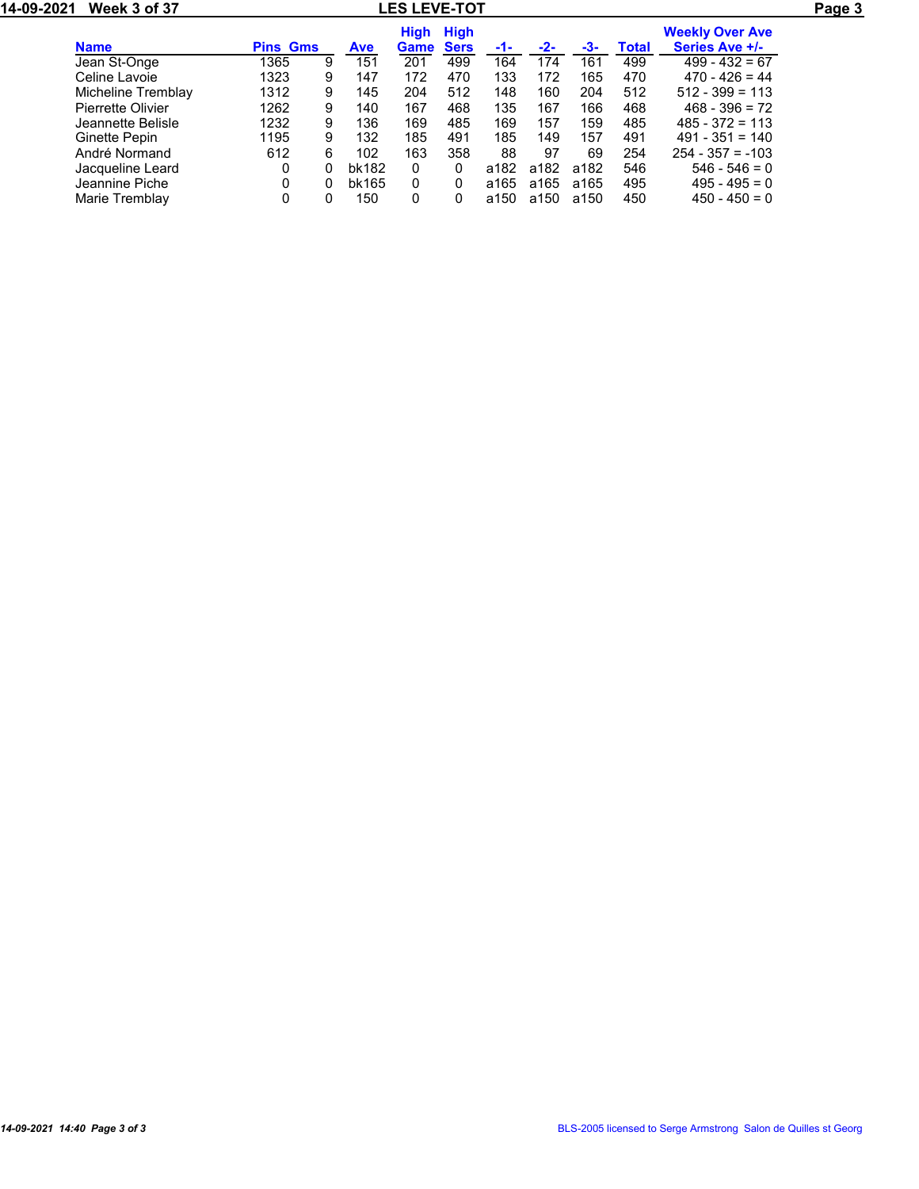| Name | Pins | Gms | Ave | High Game | High Sers | -1- | -2- | -3- | Total | Weekly Over Ave Series Ave +/- |
|---|---|---|---|---|---|---|---|---|---|---|
| Jean St-Onge | 1365 | 9 | 151 | 201 | 499 | 164 | 174 | 161 | 499 | 499 - 432 = 67 |
| Celine Lavoie | 1323 | 9 | 147 | 172 | 470 | 133 | 172 | 165 | 470 | 470 - 426 = 44 |
| Micheline Tremblay | 1312 | 9 | 145 | 204 | 512 | 148 | 160 | 204 | 512 | 512 - 399 = 113 |
| Pierrette Olivier | 1262 | 9 | 140 | 167 | 468 | 135 | 167 | 166 | 468 | 468 - 396 = 72 |
| Jeannette Belisle | 1232 | 9 | 136 | 169 | 485 | 169 | 157 | 159 | 485 | 485 - 372 = 113 |
| Ginette Pepin | 1195 | 9 | 132 | 185 | 491 | 185 | 149 | 157 | 491 | 491 - 351 = 140 |
| André Normand | 612 | 6 | 102 | 163 | 358 | 88 | 97 | 69 | 254 | 254 - 357 = -103 |
| Jacqueline Leard | 0 | 0 | bk182 | 0 | 0 | a182 | a182 | a182 | 546 | 546 - 546 = 0 |
| Jeannine Piche | 0 | 0 | bk165 | 0 | 0 | a165 | a165 | a165 | 495 | 495 - 495 = 0 |
| Marie Tremblay | 0 | 0 | 150 | 0 | 0 | a150 | a150 | a150 | 450 | 450 - 450 = 0 |